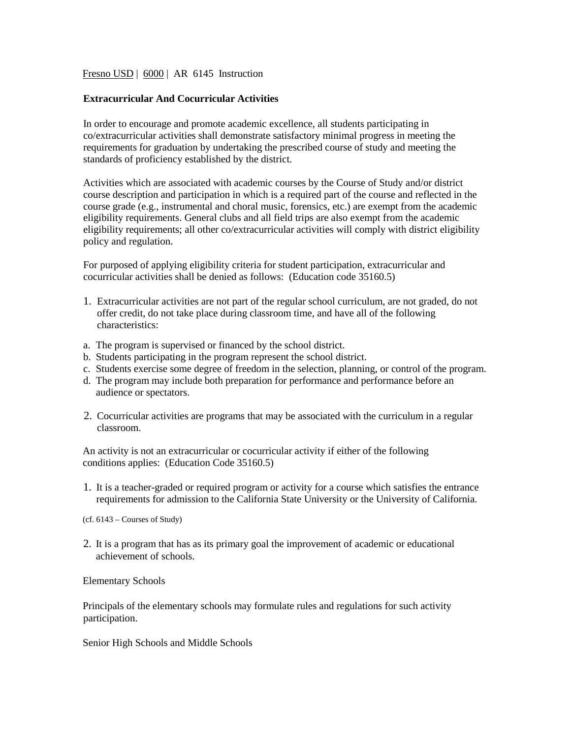Fresno USD | 6000 | AR 6145 Instruction

**Extracurricular And Cocurricular Activities**

In order to encourage and promote academic excellence, all students participating in co/extracurricular activities shall demonstrate satisfactory minimal progress in meeting the requirements for graduation by undertaking the prescribed course of study and meeting the standards of proficiency established by the district.

Activities which are associated with academic courses by the Course of Study and/or district course description and participation in which is a required part of the course and reflected in the course grade (e.g., instrumental and choral music, forensics, etc.) are exempt from the academic eligibility requirements. General clubs and all field trips are also exempt from the academic eligibility requirements; all other co/extracurricular activities will comply with district eligibility policy and regulation.

For purposed of applying eligibility criteria for student participation, extracurricular and cocurricular activities shall be denied as follows: (Education code 35160.5)

1. Extracurricular activities are not part of the regular school curriculum, are not graded, do not offer credit, do not take place during classroom time, and have all of the following characteristics:

a. The program is supervised or financed by the school district.
b. Students participating in the program represent the school district.
c. Students exercise some degree of freedom in the selection, planning, or control of the program.
d. The program may include both preparation for performance and performance before an audience or spectators.

2. Cocurricular activities are programs that may be associated with the curriculum in a regular classroom.

An activity is not an extracurricular or cocurricular activity if either of the following conditions applies: (Education Code 35160.5)

1. It is a teacher-graded or required program or activity for a course which satisfies the entrance requirements for admission to the California State University or the University of California.

(cf. 6143 – Courses of Study)

2. It is a program that has as its primary goal the improvement of academic or educational achievement of schools.

Elementary Schools

Principals of the elementary schools may formulate rules and regulations for such activity participation.

Senior High Schools and Middle Schools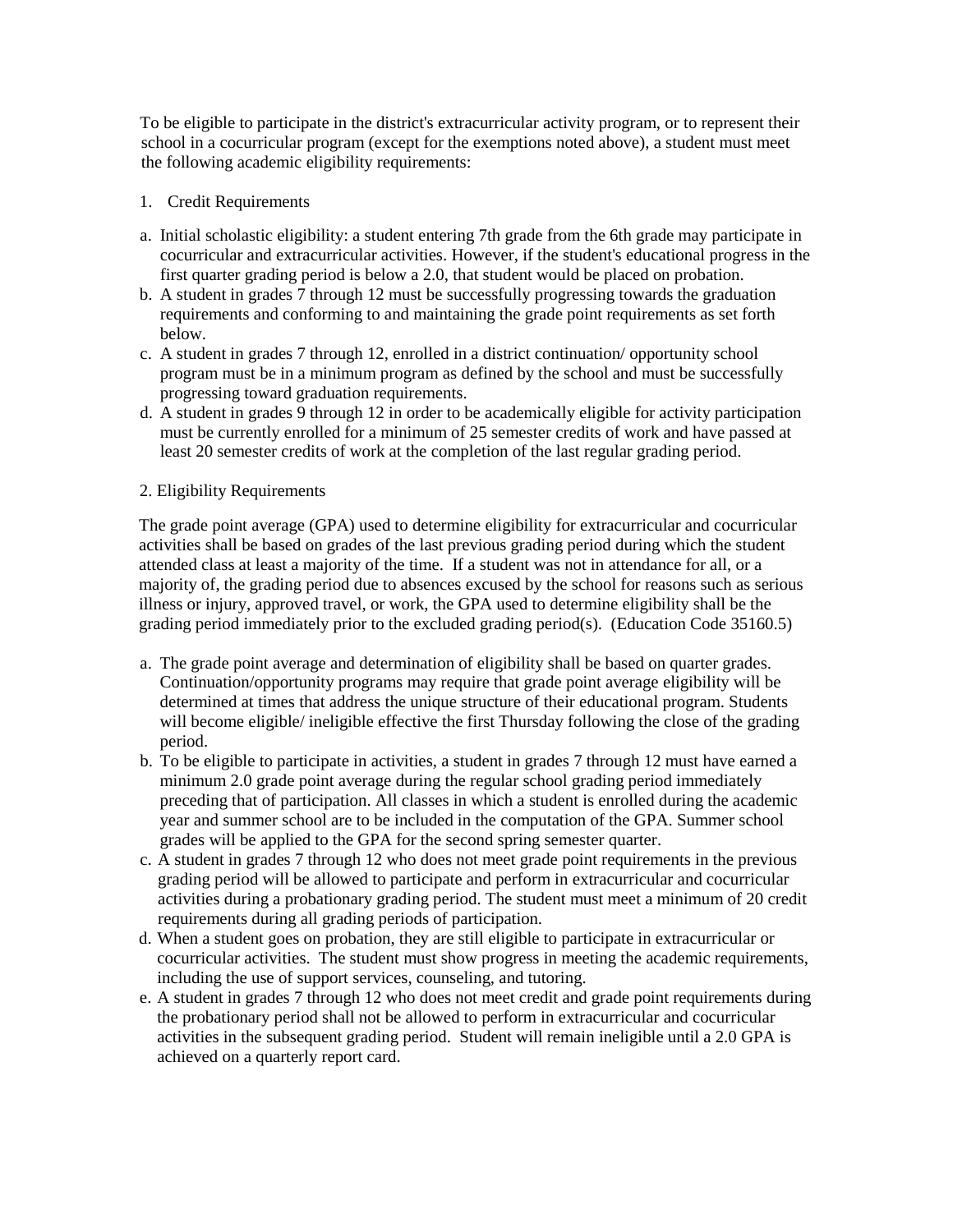To be eligible to participate in the district's extracurricular activity program, or to represent their school in a cocurricular program (except for the exemptions noted above), a student must meet the following academic eligibility requirements:

1. Credit Requirements

a. Initial scholastic eligibility: a student entering 7th grade from the 6th grade may participate in cocurricular and extracurricular activities. However, if the student's educational progress in the first quarter grading period is below a 2.0, that student would be placed on probation.
b. A student in grades 7 through 12 must be successfully progressing towards the graduation requirements and conforming to and maintaining the grade point requirements as set forth below.
c. A student in grades 7 through 12, enrolled in a district continuation/ opportunity school program must be in a minimum program as defined by the school and must be successfully progressing toward graduation requirements.
d. A student in grades 9 through 12 in order to be academically eligible for activity participation must be currently enrolled for a minimum of 25 semester credits of work and have passed at least 20 semester credits of work at the completion of the last regular grading period.

2. Eligibility Requirements

The grade point average (GPA) used to determine eligibility for extracurricular and cocurricular activities shall be based on grades of the last previous grading period during which the student attended class at least a majority of the time. If a student was not in attendance for all, or a majority of, the grading period due to absences excused by the school for reasons such as serious illness or injury, approved travel, or work, the GPA used to determine eligibility shall be the grading period immediately prior to the excluded grading period(s). (Education Code 35160.5)

a. The grade point average and determination of eligibility shall be based on quarter grades. Continuation/opportunity programs may require that grade point average eligibility will be determined at times that address the unique structure of their educational program. Students will become eligible/ ineligible effective the first Thursday following the close of the grading period.
b. To be eligible to participate in activities, a student in grades 7 through 12 must have earned a minimum 2.0 grade point average during the regular school grading period immediately preceding that of participation. All classes in which a student is enrolled during the academic year and summer school are to be included in the computation of the GPA. Summer school grades will be applied to the GPA for the second spring semester quarter.
c. A student in grades 7 through 12 who does not meet grade point requirements in the previous grading period will be allowed to participate and perform in extracurricular and cocurricular activities during a probationary grading period. The student must meet a minimum of 20 credit requirements during all grading periods of participation.
d. When a student goes on probation, they are still eligible to participate in extracurricular or cocurricular activities. The student must show progress in meeting the academic requirements, including the use of support services, counseling, and tutoring.
e. A student in grades 7 through 12 who does not meet credit and grade point requirements during the probationary period shall not be allowed to perform in extracurricular and cocurricular activities in the subsequent grading period. Student will remain ineligible until a 2.0 GPA is achieved on a quarterly report card.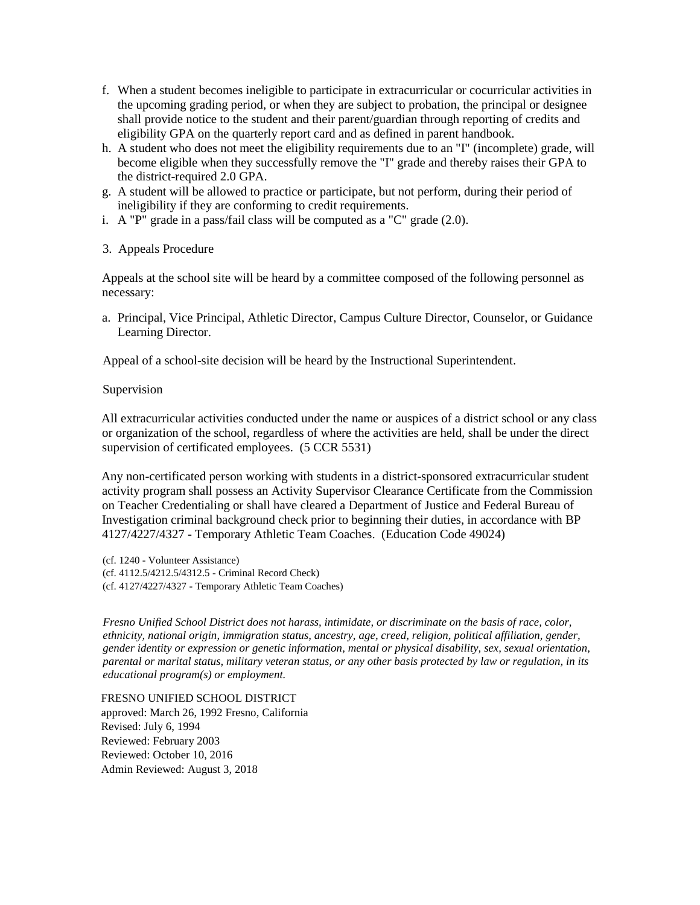f. When a student becomes ineligible to participate in extracurricular or cocurricular activities in the upcoming grading period, or when they are subject to probation, the principal or designee shall provide notice to the student and their parent/guardian through reporting of credits and eligibility GPA on the quarterly report card and as defined in parent handbook.
h. A student who does not meet the eligibility requirements due to an "I" (incomplete) grade, will become eligible when they successfully remove the "I" grade and thereby raises their GPA to the district-required 2.0 GPA.
g. A student will be allowed to practice or participate, but not perform, during their period of ineligibility if they are conforming to credit requirements.
i. A "P" grade in a pass/fail class will be computed as a "C" grade (2.0).

3. Appeals Procedure

Appeals at the school site will be heard by a committee composed of the following personnel as necessary:

a. Principal, Vice Principal, Athletic Director, Campus Culture Director, Counselor, or Guidance Learning Director.

Appeal of a school-site decision will be heard by the Instructional Superintendent.

Supervision

All extracurricular activities conducted under the name or auspices of a district school or any class or organization of the school, regardless of where the activities are held, shall be under the direct supervision of certificated employees. (5 CCR 5531)

Any non-certificated person working with students in a district-sponsored extracurricular student activity program shall possess an Activity Supervisor Clearance Certificate from the Commission on Teacher Credentialing or shall have cleared a Department of Justice and Federal Bureau of Investigation criminal background check prior to beginning their duties, in accordance with BP 4127/4227/4327 - Temporary Athletic Team Coaches. (Education Code 49024)

(cf. 1240 - Volunteer Assistance)
(cf. 4112.5/4212.5/4312.5 - Criminal Record Check)
(cf. 4127/4227/4327 - Temporary Athletic Team Coaches)

*Fresno Unified School District does not harass, intimidate, or discriminate on the basis of race, color, ethnicity, national origin, immigration status, ancestry, age, creed, religion, political affiliation, gender, gender identity or expression or genetic information, mental or physical disability, sex, sexual orientation, parental or marital status, military veteran status, or any other basis protected by law or regulation, in its educational program(s) or employment.*

FRESNO UNIFIED SCHOOL DISTRICT
approved: March 26, 1992 Fresno, California
Revised: July 6, 1994
Reviewed: February 2003
Reviewed: October 10, 2016
Admin Reviewed: August 3, 2018